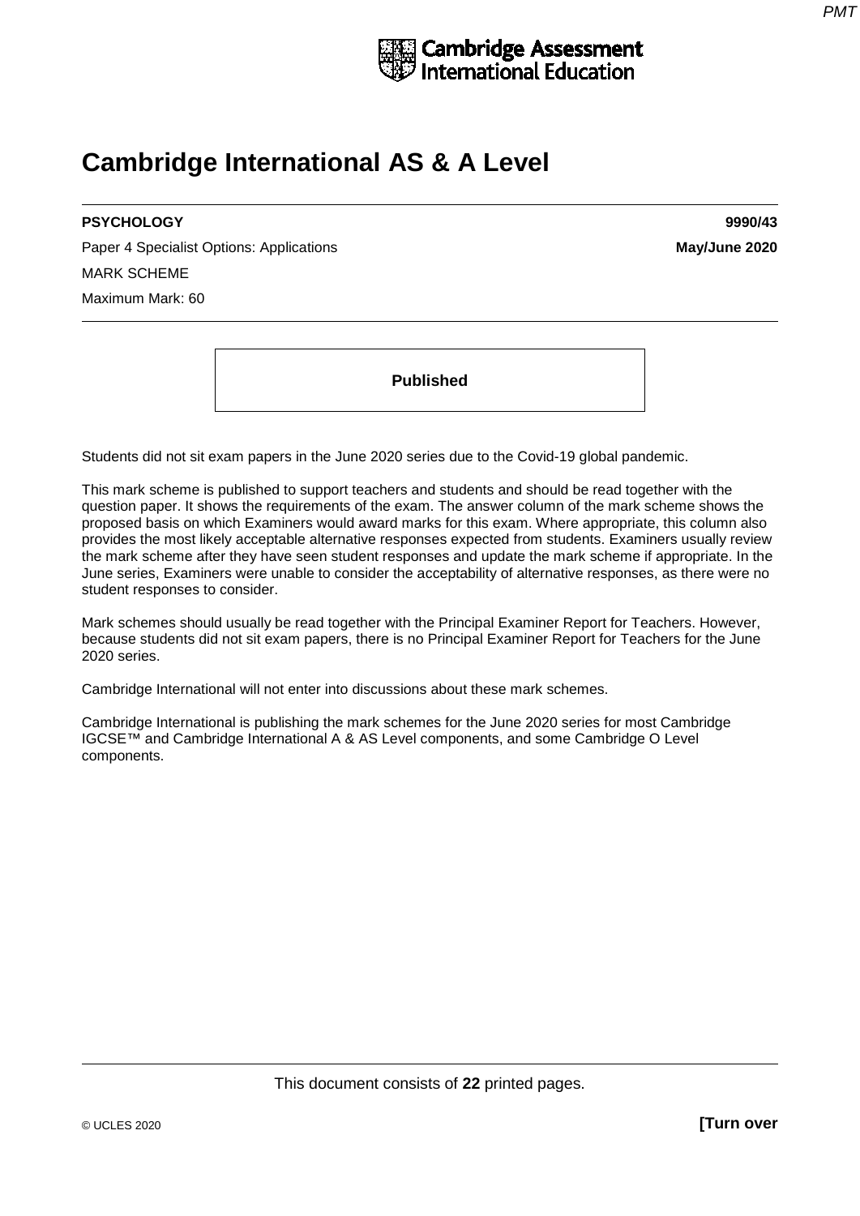Cambridge Assessment International Education

# Cambridge International AS & A Level

**PSYCHOLOGY** **9990/43**

Paper 4 Specialist Options: Applications **May/June 2020**

MARK SCHEME

Maximum Mark: 60

**Published**

Students did not sit exam papers in the June 2020 series due to the Covid-19 global pandemic.

This mark scheme is published to support teachers and students and should be read together with the question paper. It shows the requirements of the exam. The answer column of the mark scheme shows the proposed basis on which Examiners would award marks for this exam. Where appropriate, this column also provides the most likely acceptable alternative responses expected from students. Examiners usually review the mark scheme after they have seen student responses and update the mark scheme if appropriate. In the June series, Examiners were unable to consider the acceptability of alternative responses, as there were no student responses to consider.

Mark schemes should usually be read together with the Principal Examiner Report for Teachers. However, because students did not sit exam papers, there is no Principal Examiner Report for Teachers for the June 2020 series.

Cambridge International will not enter into discussions about these mark schemes.

Cambridge International is publishing the mark schemes for the June 2020 series for most Cambridge IGCSE™ and Cambridge International A & AS Level components, and some Cambridge O Level components.

This document consists of **22** printed pages.

© UCLES 2020 **[Turn over**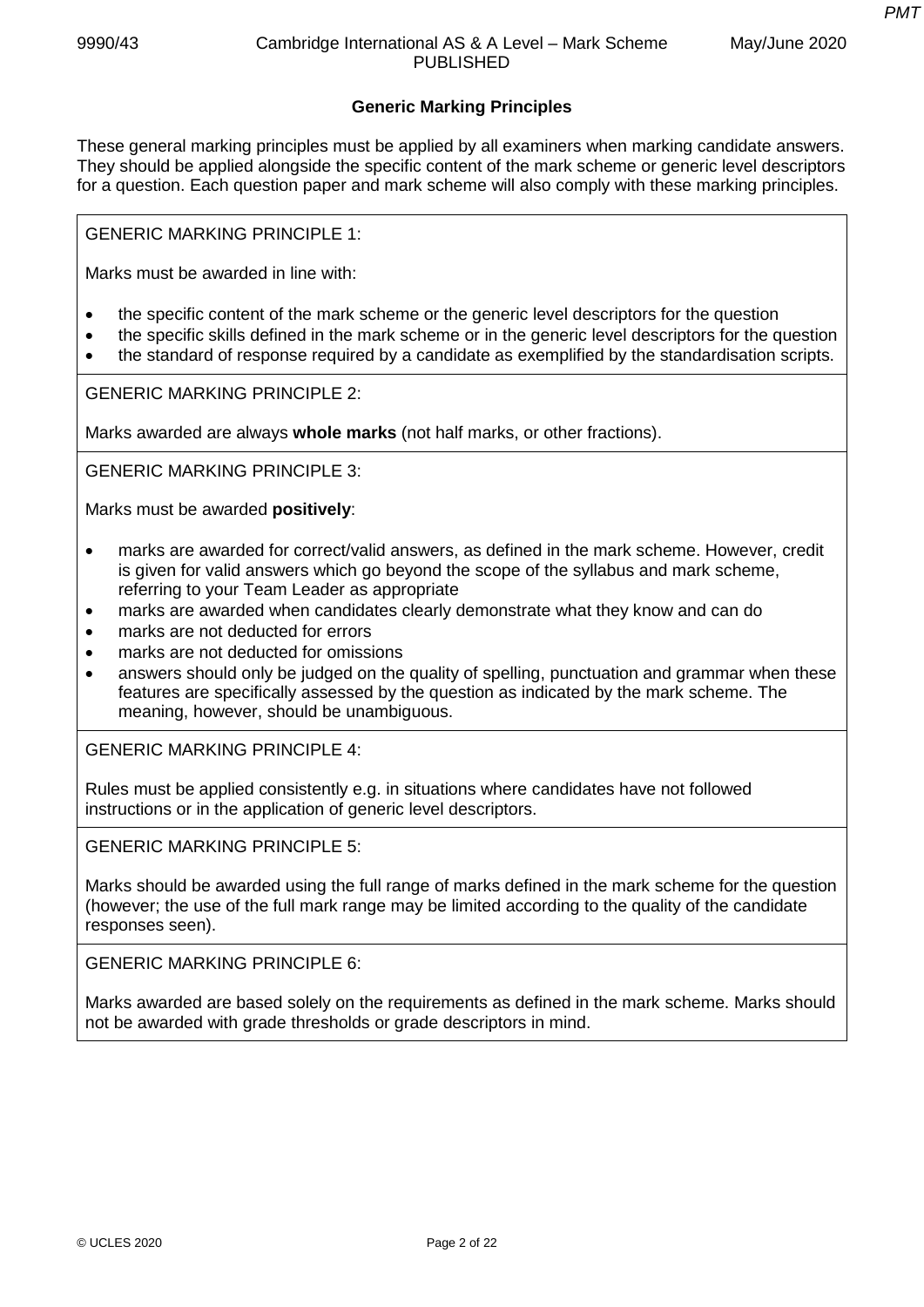## Generic Marking Principles

These general marking principles must be applied by all examiners when marking candidate answers. They should be applied alongside the specific content of the mark scheme or generic level descriptors for a question. Each question paper and mark scheme will also comply with these marking principles.

GENERIC MARKING PRINCIPLE 1:

Marks must be awarded in line with:

- the specific content of the mark scheme or the generic level descriptors for the question
- the specific skills defined in the mark scheme or in the generic level descriptors for the question
- the standard of response required by a candidate as exemplified by the standardisation scripts.

GENERIC MARKING PRINCIPLE 2:

Marks awarded are always **whole marks** (not half marks, or other fractions).

GENERIC MARKING PRINCIPLE 3:

Marks must be awarded **positively**:

- marks are awarded for correct/valid answers, as defined in the mark scheme. However, credit is given for valid answers which go beyond the scope of the syllabus and mark scheme, referring to your Team Leader as appropriate
- marks are awarded when candidates clearly demonstrate what they know and can do
- marks are not deducted for errors
- marks are not deducted for omissions
- answers should only be judged on the quality of spelling, punctuation and grammar when these features are specifically assessed by the question as indicated by the mark scheme. The meaning, however, should be unambiguous.

GENERIC MARKING PRINCIPLE 4:

Rules must be applied consistently e.g. in situations where candidates have not followed instructions or in the application of generic level descriptors.

GENERIC MARKING PRINCIPLE 5:

Marks should be awarded using the full range of marks defined in the mark scheme for the question (however; the use of the full mark range may be limited according to the quality of the candidate responses seen).

GENERIC MARKING PRINCIPLE 6:

Marks awarded are based solely on the requirements as defined in the mark scheme. Marks should not be awarded with grade thresholds or grade descriptors in mind.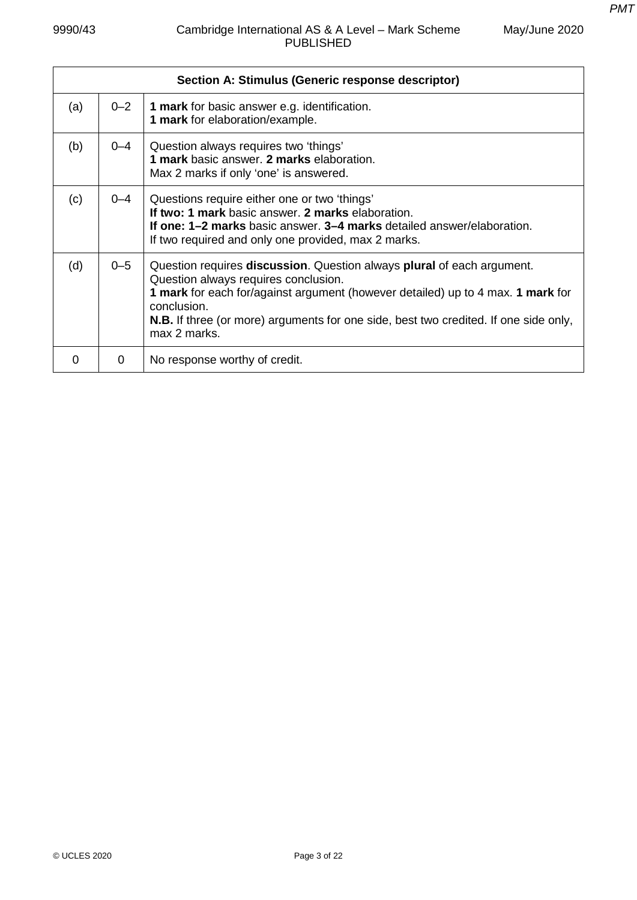| Section A: Stimulus (Generic response descriptor) | | |
|---|---|---|
| (a) | 0–2 | **1 mark** for basic answer e.g. identification.<br>**1 mark** for elaboration/example. |
| (b) | 0–4 | Question always requires two 'things'<br>**1 mark** basic answer. **2 marks** elaboration.<br>Max 2 marks if only 'one' is answered. |
| (c) | 0–4 | Questions require either one or two 'things'<br>**If two: 1 mark** basic answer. **2 marks** elaboration.<br>**If one: 1–2 marks** basic answer. **3–4 marks** detailed answer/elaboration.<br>If two required and only one provided, max 2 marks. |
| (d) | 0–5 | Question requires **discussion**. Question always **plural** of each argument. Question always requires conclusion.<br>**1 mark** for each for/against argument (however detailed) up to 4 max. **1 mark** for conclusion.<br>**N.B.** If three (or more) arguments for one side, best two credited. If one side only, max 2 marks. |
| 0 | 0 | No response worthy of credit. |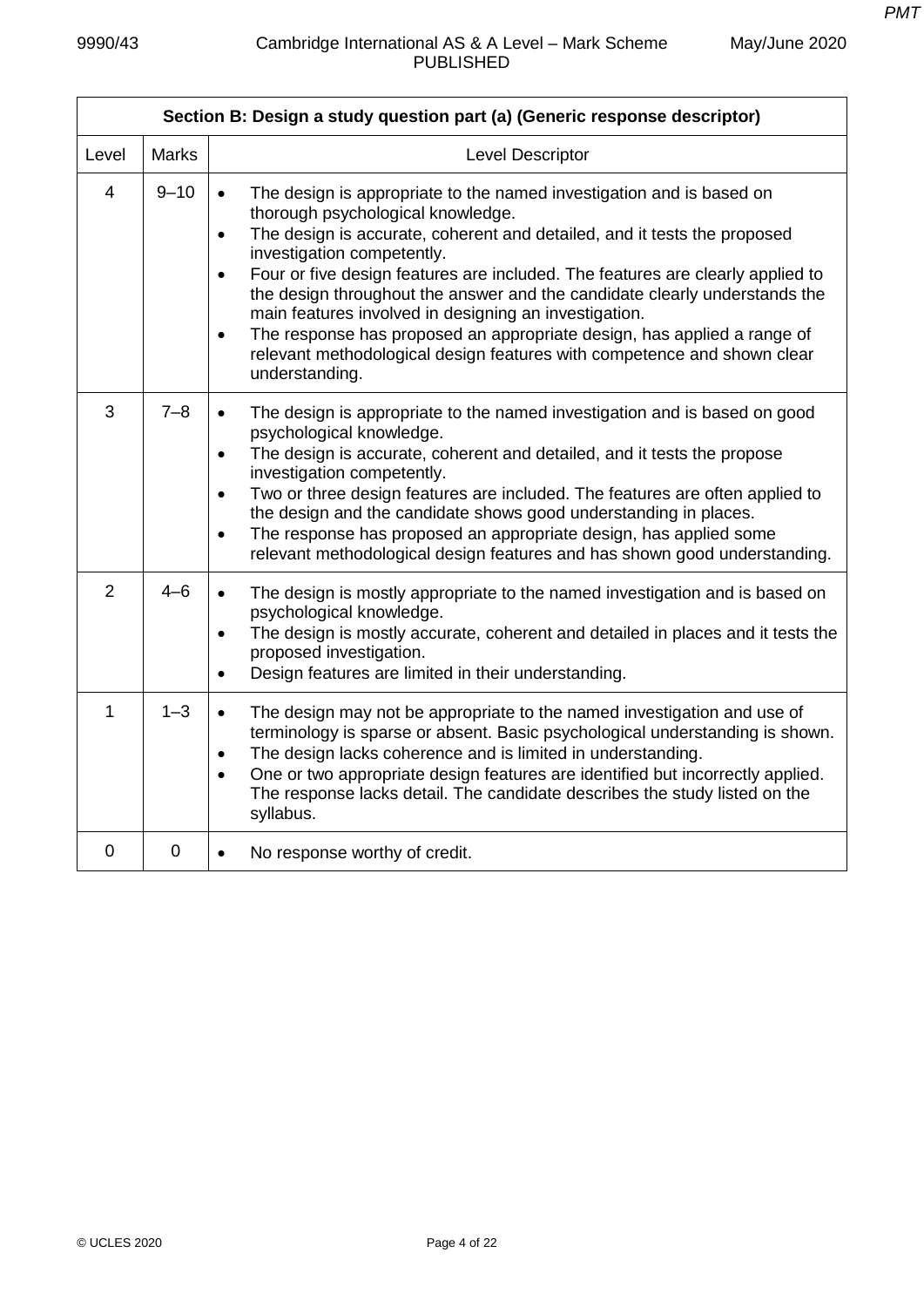| Section B: Design a study question part (a) (Generic response descriptor) | | |
|---|---|---|
| Level | Marks | Level Descriptor |
| 4 | 9–10 | • The design is appropriate to the named investigation and is based on thorough psychological knowledge.<br>• The design is accurate, coherent and detailed, and it tests the proposed investigation competently.<br>• Four or five design features are included. The features are clearly applied to the design throughout the answer and the candidate clearly understands the main features involved in designing an investigation.<br>• The response has proposed an appropriate design, has applied a range of relevant methodological design features with competence and shown clear understanding. |
| 3 | 7–8 | • The design is appropriate to the named investigation and is based on good psychological knowledge.<br>• The design is accurate, coherent and detailed, and it tests the propose investigation competently.<br>• Two or three design features are included. The features are often applied to the design and the candidate shows good understanding in places.<br>• The response has proposed an appropriate design, has applied some relevant methodological design features and has shown good understanding. |
| 2 | 4–6 | • The design is mostly appropriate to the named investigation and is based on psychological knowledge.<br>• The design is mostly accurate, coherent and detailed in places and it tests the proposed investigation.<br>• Design features are limited in their understanding. |
| 1 | 1–3 | • The design may not be appropriate to the named investigation and use of terminology is sparse or absent. Basic psychological understanding is shown.<br>• The design lacks coherence and is limited in understanding.<br>• One or two appropriate design features are identified but incorrectly applied. The response lacks detail. The candidate describes the study listed on the syllabus. |
| 0 | 0 | • No response worthy of credit. |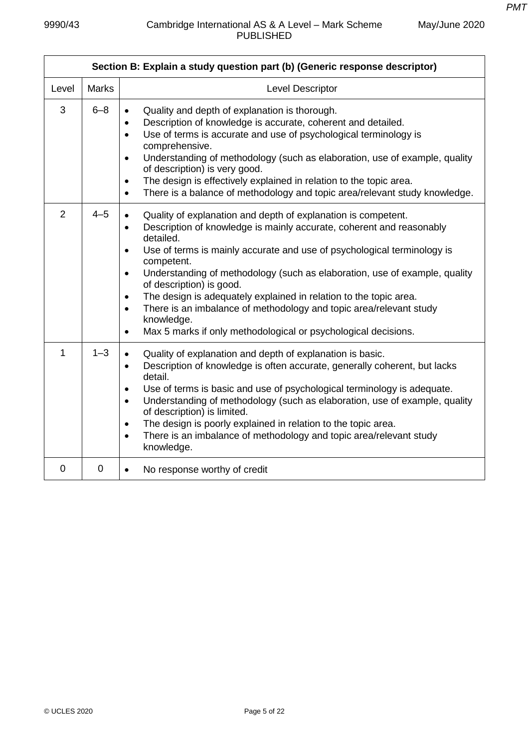| Section B: Explain a study question part (b) (Generic response descriptor) | | |
|---|---|---|
| Level | Marks | Level Descriptor |
| 3 | 6–8 | • Quality and depth of explanation is thorough.<br>• Description of knowledge is accurate, coherent and detailed.<br>• Use of terms is accurate and use of psychological terminology is comprehensive.<br>• Understanding of methodology (such as elaboration, use of example, quality of description) is very good.<br>• The design is effectively explained in relation to the topic area.<br>• There is a balance of methodology and topic area/relevant study knowledge. |
| 2 | 4–5 | • Quality of explanation and depth of explanation is competent.<br>• Description of knowledge is mainly accurate, coherent and reasonably detailed.<br>• Use of terms is mainly accurate and use of psychological terminology is competent.<br>• Understanding of methodology (such as elaboration, use of example, quality of description) is good.<br>• The design is adequately explained in relation to the topic area.<br>• There is an imbalance of methodology and topic area/relevant study knowledge.<br>• Max 5 marks if only methodological or psychological decisions. |
| 1 | 1–3 | • Quality of explanation and depth of explanation is basic.<br>• Description of knowledge is often accurate, generally coherent, but lacks detail.<br>• Use of terms is basic and use of psychological terminology is adequate.<br>• Understanding of methodology (such as elaboration, use of example, quality of description) is limited.<br>• The design is poorly explained in relation to the topic area.<br>• There is an imbalance of methodology and topic area/relevant study knowledge. |
| 0 | 0 | • No response worthy of credit |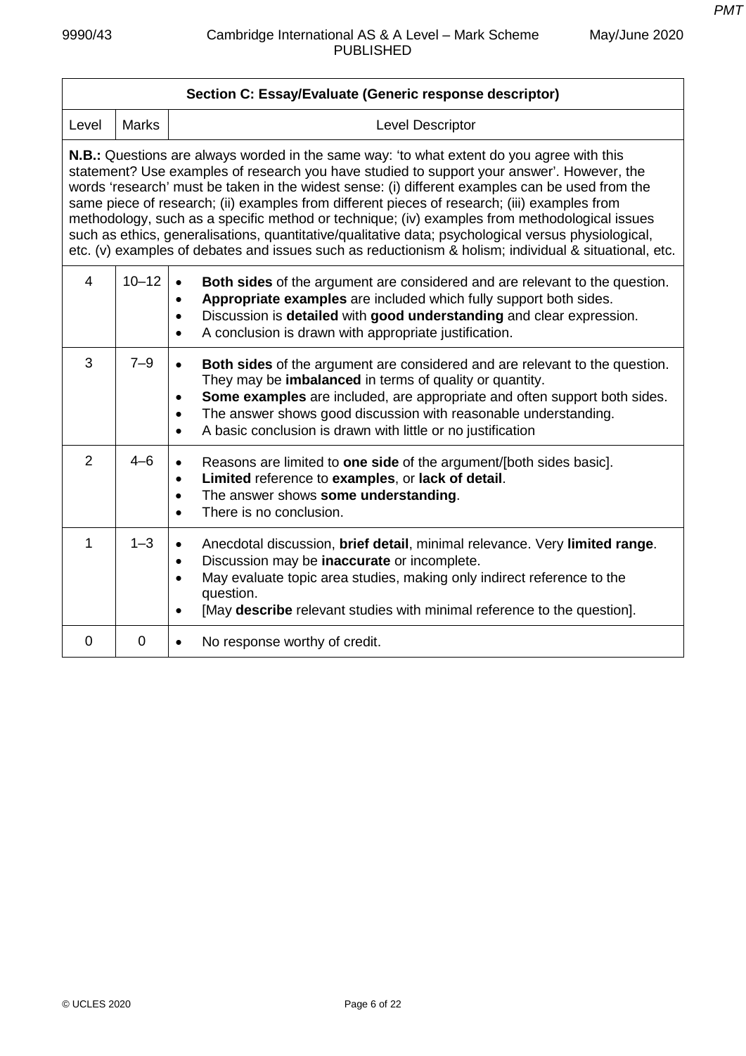| Section C: Essay/Evaluate (Generic response descriptor) | | |
|---|---|---|
| Level | Marks | Level Descriptor |
| **N.B.:** Questions are always worded in the same way: 'to what extent do you agree with this statement? Use examples of research you have studied to support your answer'. However, the words 'research' must be taken in the widest sense: (i) different examples can be used from the same piece of research; (ii) examples from different pieces of research; (iii) examples from methodology, such as a specific method or technique; (iv) examples from methodological issues such as ethics, generalisations, quantitative/qualitative data; psychological versus physiological, etc. (v) examples of debates and issues such as reductionism & holism; individual & situational, etc. | | |
| 4 | 10–12 | • **Both sides** of the argument are considered and are relevant to the question.<br>• **Appropriate examples** are included which fully support both sides.<br>• Discussion is **detailed** with **good understanding** and clear expression.<br>• A conclusion is drawn with appropriate justification. |
| 3 | 7–9 | • **Both sides** of the argument are considered and are relevant to the question. They may be **imbalanced** in terms of quality or quantity.<br>• **Some examples** are included, are appropriate and often support both sides.<br>• The answer shows good discussion with reasonable understanding.<br>• A basic conclusion is drawn with little or no justification |
| 2 | 4–6 | • Reasons are limited to **one side** of the argument/[both sides basic].<br>• **Limited** reference to **examples**, or **lack of detail**.<br>• The answer shows **some understanding**.<br>• There is no conclusion. |
| 1 | 1–3 | • Anecdotal discussion, **brief detail**, minimal relevance. Very **limited range**.<br>• Discussion may be **inaccurate** or incomplete.<br>• May evaluate topic area studies, making only indirect reference to the question.<br>• [May **describe** relevant studies with minimal reference to the question]. |
| 0 | 0 | • No response worthy of credit. |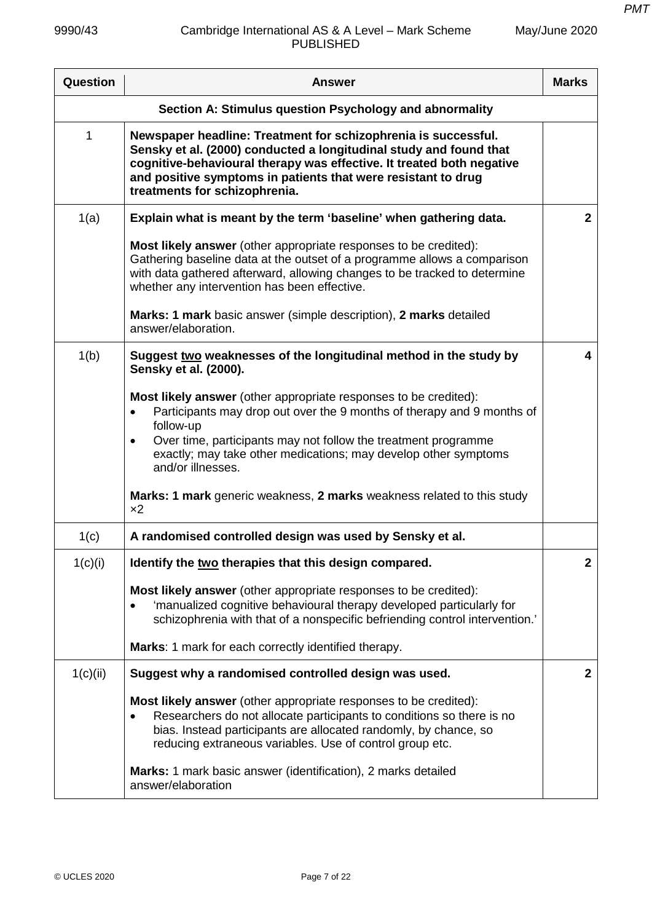| Question | Answer | Marks |
|---|---|---|
| | **Section A: Stimulus question Psychology and abnormality** | |
| 1 | **Newspaper headline: Treatment for schizophrenia is successful. Sensky et al. (2000) conducted a longitudinal study and found that cognitive-behavioural therapy was effective. It treated both negative and positive symptoms in patients that were resistant to drug treatments for schizophrenia.** | |
| 1(a) | **Explain what is meant by the term 'baseline' when gathering data.**<br><br>**Most likely answer** (other appropriate responses to be credited):<br>Gathering baseline data at the outset of a programme allows a comparison with data gathered afterward, allowing changes to be tracked to determine whether any intervention has been effective.<br><br>**Marks: 1 mark** basic answer (simple description), **2 marks** detailed answer/elaboration. | **2** |
| 1(b) | **Suggest two weaknesses of the longitudinal method in the study by Sensky et al. (2000).**<br><br>**Most likely answer** (other appropriate responses to be credited):<br>• Participants may drop out over the 9 months of therapy and 9 months of follow-up<br>• Over time, participants may not follow the treatment programme exactly; may take other medications; may develop other symptoms and/or illnesses.<br><br>**Marks: 1 mark** generic weakness, **2 marks** weakness related to this study ×2 | **4** |
| 1(c) | **A randomised controlled design was used by Sensky et al.** | |
| 1(c)(i) | **Identify the two therapies that this design compared.**<br><br>**Most likely answer** (other appropriate responses to be credited):<br>• 'manualized cognitive behavioural therapy developed particularly for schizophrenia with that of a nonspecific befriending control intervention.'<br><br>**Marks**: 1 mark for each correctly identified therapy. | **2** |
| 1(c)(ii) | **Suggest why a randomised controlled design was used.**<br><br>**Most likely answer** (other appropriate responses to be credited):<br>• Researchers do not allocate participants to conditions so there is no bias. Instead participants are allocated randomly, by chance, so reducing extraneous variables. Use of control group etc.<br><br>**Marks:** 1 mark basic answer (identification), 2 marks detailed answer/elaboration | **2** |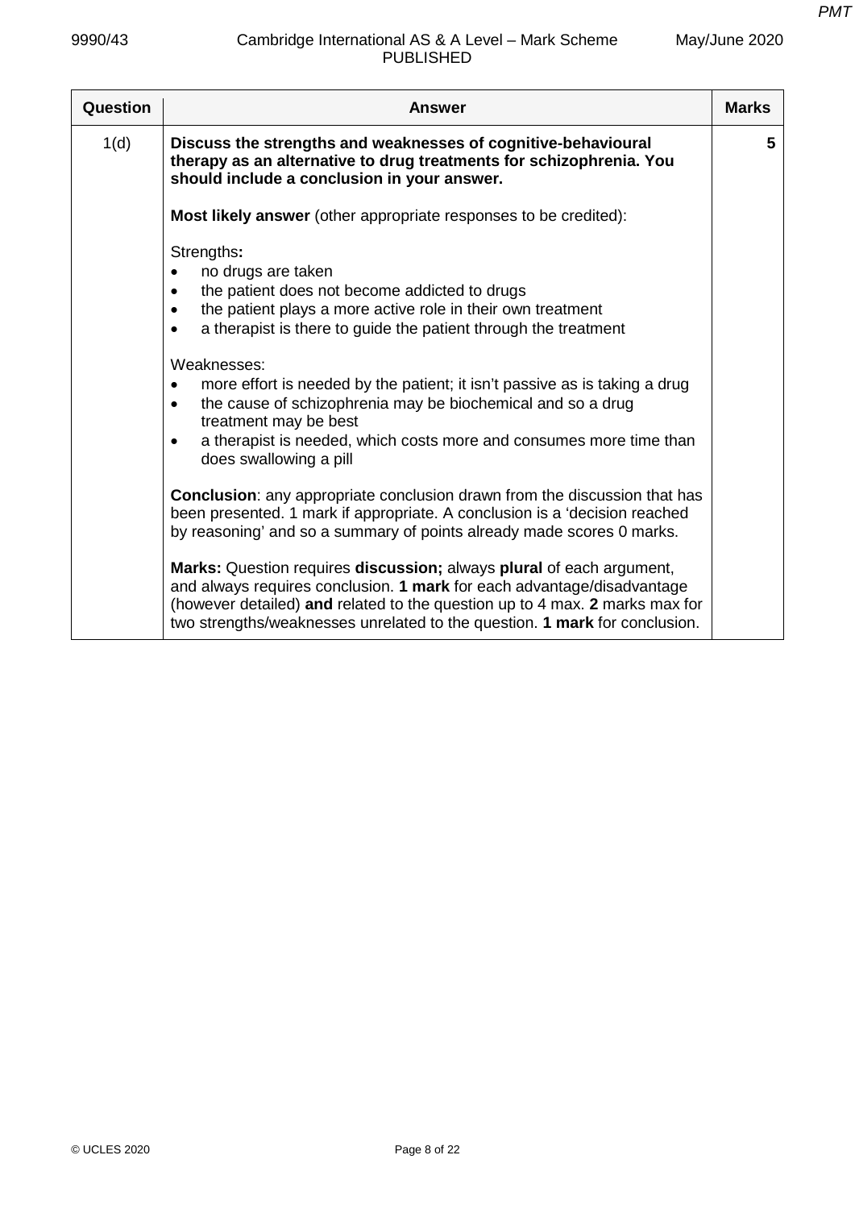| Question | Answer | Marks |
|---|---|---|
| 1(d) | **Discuss the strengths and weaknesses of cognitive-behavioural therapy as an alternative to drug treatments for schizophrenia. You should include a conclusion in your answer.**<br><br>**Most likely answer** (other appropriate responses to be credited):<br><br>Strengths**:**<br>• no drugs are taken<br>• the patient does not become addicted to drugs<br>• the patient plays a more active role in their own treatment<br>• a therapist is there to guide the patient through the treatment<br><br>Weaknesses:<br>• more effort is needed by the patient; it isn't passive as is taking a drug<br>• the cause of schizophrenia may be biochemical and so a drug treatment may be best<br>• a therapist is needed, which costs more and consumes more time than does swallowing a pill<br><br>**Conclusion**: any appropriate conclusion drawn from the discussion that has been presented. 1 mark if appropriate. A conclusion is a 'decision reached by reasoning' and so a summary of points already made scores 0 marks.<br><br>**Marks:** Question requires **discussion;** always **plural** of each argument, and always requires conclusion. **1 mark** for each advantage/disadvantage (however detailed) **and** related to the question up to 4 max. **2** marks max for two strengths/weaknesses unrelated to the question. **1 mark** for conclusion. | 5 |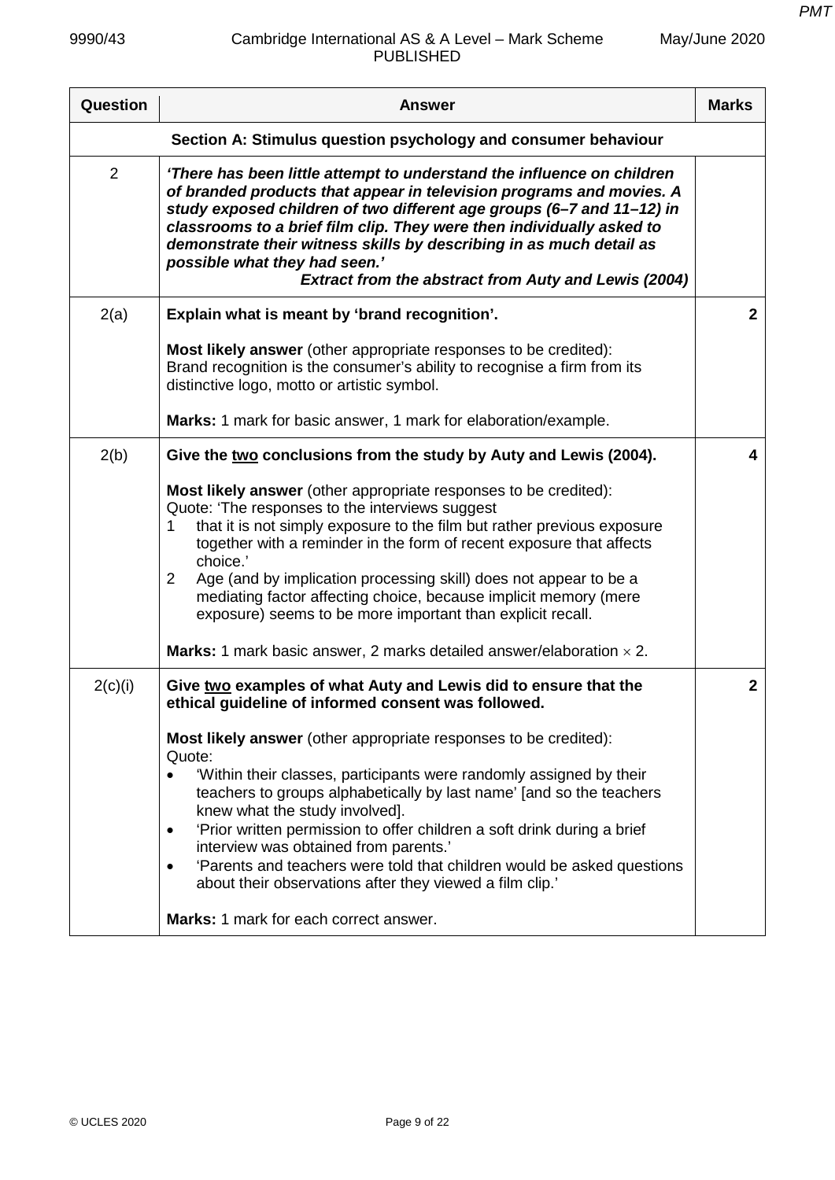| Question | Answer | Marks |
|---|---|---|
| | **Section A: Stimulus question psychology and consumer behaviour** | |
| 2 | ***'There has been little attempt to understand the influence on children of branded products that appear in television programs and movies. A study exposed children of two different age groups (6–7 and 11–12) in classrooms to a brief film clip. They were then individually asked to demonstrate their witness skills by describing in as much detail as possible what they had seen.'*** <br> ***Extract from the abstract from Auty and Lewis (2004)*** | |
| 2(a) | **Explain what is meant by 'brand recognition'.** <br><br> **Most likely answer** (other appropriate responses to be credited): <br> Brand recognition is the consumer's ability to recognise a firm from its distinctive logo, motto or artistic symbol. <br><br> **Marks:** 1 mark for basic answer, 1 mark for elaboration/example. | **2** |
| 2(b) | **Give the <u>two</u> conclusions from the study by Auty and Lewis (2004).** <br><br> **Most likely answer** (other appropriate responses to be credited): <br> Quote: 'The responses to the interviews suggest <br> 1 that it is not simply exposure to the film but rather previous exposure together with a reminder in the form of recent exposure that affects choice.' <br> 2 Age (and by implication processing skill) does not appear to be a mediating factor affecting choice, because implicit memory (mere exposure) seems to be more important than explicit recall. <br><br> **Marks:** 1 mark basic answer, 2 marks detailed answer/elaboration × 2. | **4** |
| 2(c)(i) | **Give <u>two</u> examples of what Auty and Lewis did to ensure that the ethical guideline of informed consent was followed.** <br><br> **Most likely answer** (other appropriate responses to be credited): <br> Quote: <br> • 'Within their classes, participants were randomly assigned by their teachers to groups alphabetically by last name' [and so the teachers knew what the study involved]. <br> • 'Prior written permission to offer children a soft drink during a brief interview was obtained from parents.' <br> • 'Parents and teachers were told that children would be asked questions about their observations after they viewed a film clip.' <br><br> **Marks:** 1 mark for each correct answer. | **2** |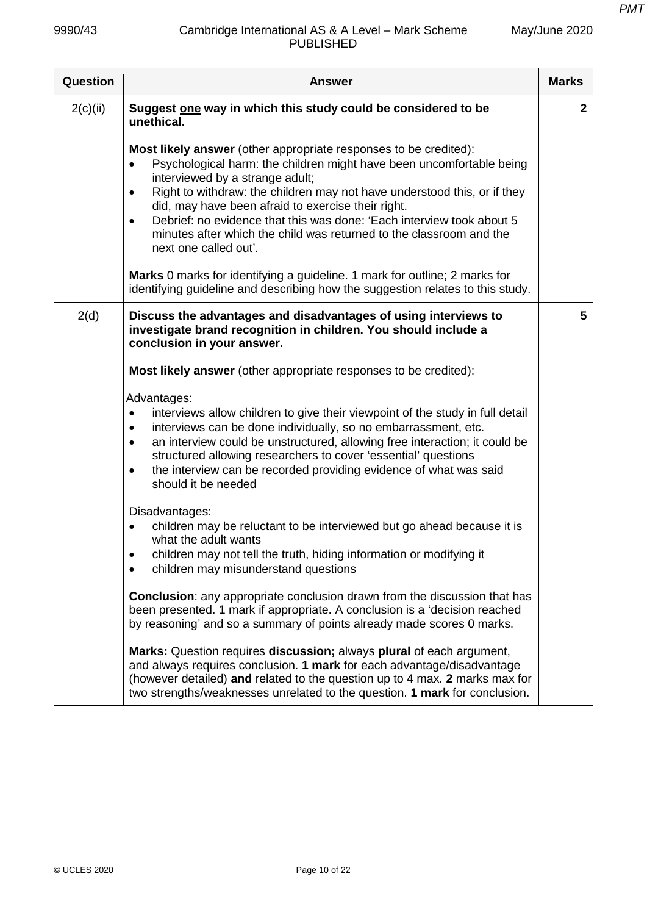| Question | Answer | Marks |
|---|---|---|
| 2(c)(ii) | **Suggest <u>one</u> way in which this study could be considered to be unethical.**<br><br>**Most likely answer** (other appropriate responses to be credited):<br>• Psychological harm: the children might have been uncomfortable being interviewed by a strange adult;<br>• Right to withdraw: the children may not have understood this, or if they did, may have been afraid to exercise their right.<br>• Debrief: no evidence that this was done: 'Each interview took about 5 minutes after which the child was returned to the classroom and the next one called out'.<br><br>**Marks** 0 marks for identifying a guideline. 1 mark for outline; 2 marks for identifying guideline and describing how the suggestion relates to this study. | **2** |
| 2(d) | **Discuss the advantages and disadvantages of using interviews to investigate brand recognition in children. You should include a conclusion in your answer.**<br><br>**Most likely answer** (other appropriate responses to be credited):<br><br>Advantages:<br>• interviews allow children to give their viewpoint of the study in full detail<br>• interviews can be done individually, so no embarrassment, etc.<br>• an interview could be unstructured, allowing free interaction; it could be structured allowing researchers to cover 'essential' questions<br>• the interview can be recorded providing evidence of what was said should it be needed<br><br>Disadvantages:<br>• children may be reluctant to be interviewed but go ahead because it is what the adult wants<br>• children may not tell the truth, hiding information or modifying it<br>• children may misunderstand questions<br><br>**Conclusion**: any appropriate conclusion drawn from the discussion that has been presented. 1 mark if appropriate. A conclusion is a 'decision reached by reasoning' and so a summary of points already made scores 0 marks.<br><br>**Marks:** Question requires **discussion;** always **plural** of each argument, and always requires conclusion. **1 mark** for each advantage/disadvantage (however detailed) **and** related to the question up to 4 max. **2** marks max for two strengths/weaknesses unrelated to the question. **1 mark** for conclusion. | **5** |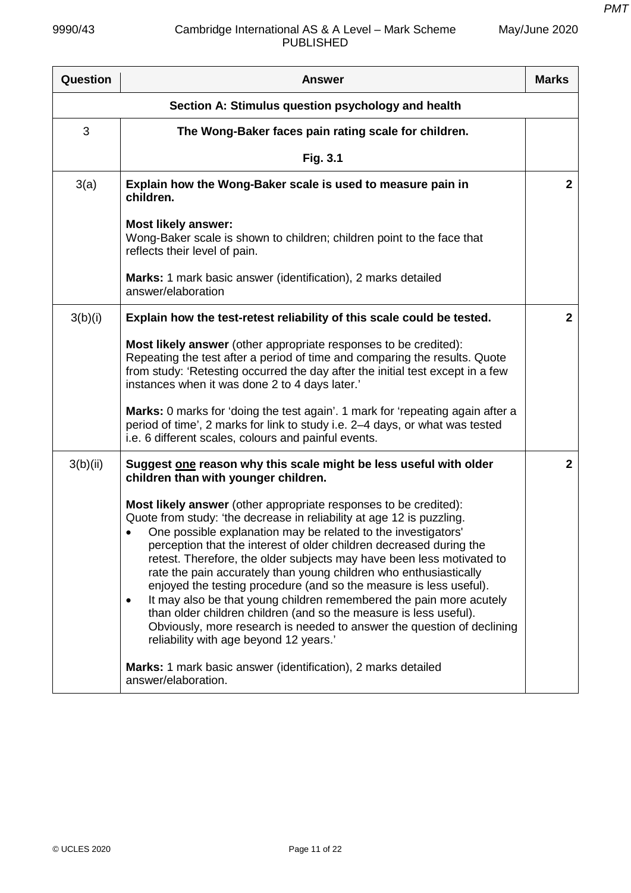| Question | Answer | Marks |
|---|---|---|
| | **Section A: Stimulus question psychology and health** | |
| 3 | **The Wong-Baker faces pain rating scale for children.**<br><br>**Fig. 3.1** | |
| 3(a) | **Explain how the Wong-Baker scale is used to measure pain in children.**<br><br>**Most likely answer:**<br>Wong-Baker scale is shown to children; children point to the face that reflects their level of pain.<br><br>**Marks:** 1 mark basic answer (identification), 2 marks detailed answer/elaboration | **2** |
| 3(b)(i) | **Explain how the test-retest reliability of this scale could be tested.**<br><br>**Most likely answer** (other appropriate responses to be credited):<br>Repeating the test after a period of time and comparing the results. Quote from study: 'Retesting occurred the day after the initial test except in a few instances when it was done 2 to 4 days later.'<br><br>**Marks:** 0 marks for 'doing the test again'. 1 mark for 'repeating again after a period of time', 2 marks for link to study i.e. 2–4 days, or what was tested i.e. 6 different scales, colours and painful events. | **2** |
| 3(b)(ii) | **Suggest one reason why this scale might be less useful with older children than with younger children.**<br><br>**Most likely answer** (other appropriate responses to be credited):<br>Quote from study: 'the decrease in reliability at age 12 is puzzling.<br>• One possible explanation may be related to the investigators' perception that the interest of older children decreased during the retest. Therefore, the older subjects may have been less motivated to rate the pain accurately than young children who enthusiastically enjoyed the testing procedure (and so the measure is less useful).<br>• It may also be that young children remembered the pain more acutely than older children children (and so the measure is less useful). Obviously, more research is needed to answer the question of declining reliability with age beyond 12 years.'<br><br>**Marks:** 1 mark basic answer (identification), 2 marks detailed answer/elaboration. | **2** |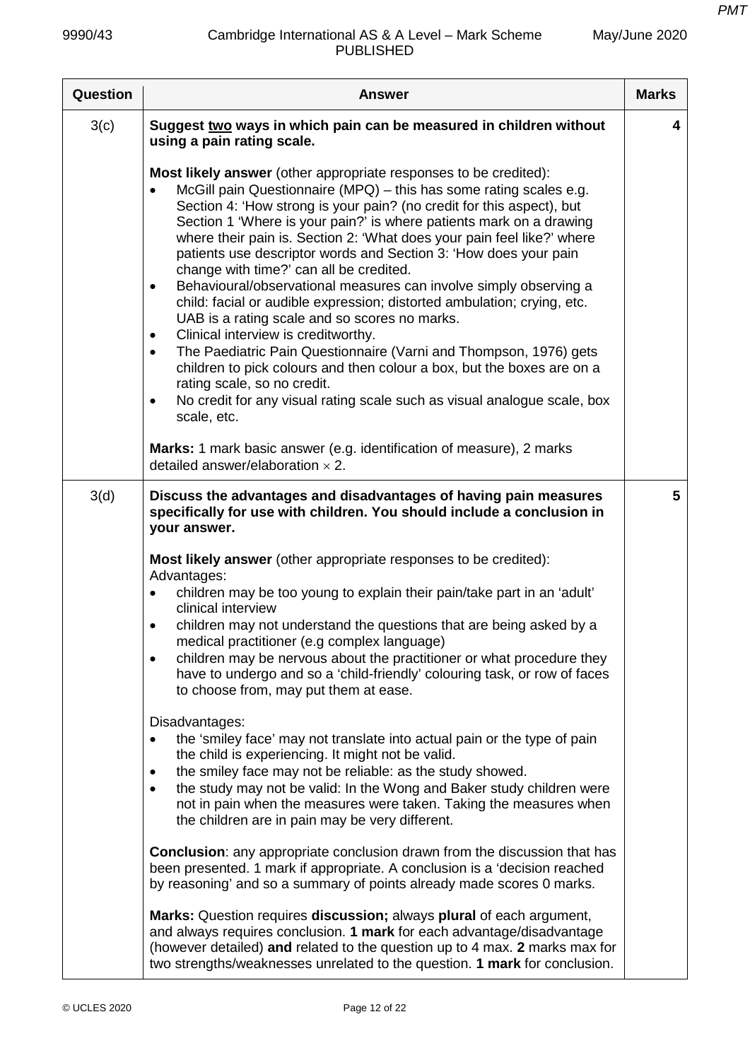| Question | Answer | Marks |
|---|---|---|
| 3(c) | **Suggest <u>two</u> ways in which pain can be measured in children without using a pain rating scale.**<br><br>**Most likely answer** (other appropriate responses to be credited):<br>• McGill pain Questionnaire (MPQ) – this has some rating scales e.g. Section 4: 'How strong is your pain? (no credit for this aspect), but Section 1 'Where is your pain?' is where patients mark on a drawing where their pain is. Section 2: 'What does your pain feel like?' where patients use descriptor words and Section 3: 'How does your pain change with time?' can all be credited.<br>• Behavioural/observational measures can involve simply observing a child: facial or audible expression; distorted ambulation; crying, etc. UAB is a rating scale and so scores no marks.<br>• Clinical interview is creditworthy.<br>• The Paediatric Pain Questionnaire (Varni and Thompson, 1976) gets children to pick colours and then colour a box, but the boxes are on a rating scale, so no credit.<br>• No credit for any visual rating scale such as visual analogue scale, box scale, etc.<br><br>**Marks:** 1 mark basic answer (e.g. identification of measure), 2 marks detailed answer/elaboration $\times$ 2. | 4 |
| 3(d) | **Discuss the advantages and disadvantages of having pain measures specifically for use with children. You should include a conclusion in your answer.**<br><br>**Most likely answer** (other appropriate responses to be credited):<br>Advantages:<br>• children may be too young to explain their pain/take part in an 'adult' clinical interview<br>• children may not understand the questions that are being asked by a medical practitioner (e.g complex language)<br>• children may be nervous about the practitioner or what procedure they have to undergo and so a 'child-friendly' colouring task, or row of faces to choose from, may put them at ease.<br><br>Disadvantages:<br>• the 'smiley face' may not translate into actual pain or the type of pain the child is experiencing. It might not be valid.<br>• the smiley face may not be reliable: as the study showed.<br>• the study may not be valid: In the Wong and Baker study children were not in pain when the measures were taken. Taking the measures when the children are in pain may be very different.<br><br>**Conclusion**: any appropriate conclusion drawn from the discussion that has been presented. 1 mark if appropriate. A conclusion is a 'decision reached by reasoning' and so a summary of points already made scores 0 marks.<br><br>**Marks:** Question requires **discussion;** always **plural** of each argument, and always requires conclusion. **1 mark** for each advantage/disadvantage (however detailed) **and** related to the question up to 4 max. **2** marks max for two strengths/weaknesses unrelated to the question. **1 mark** for conclusion. | 5 |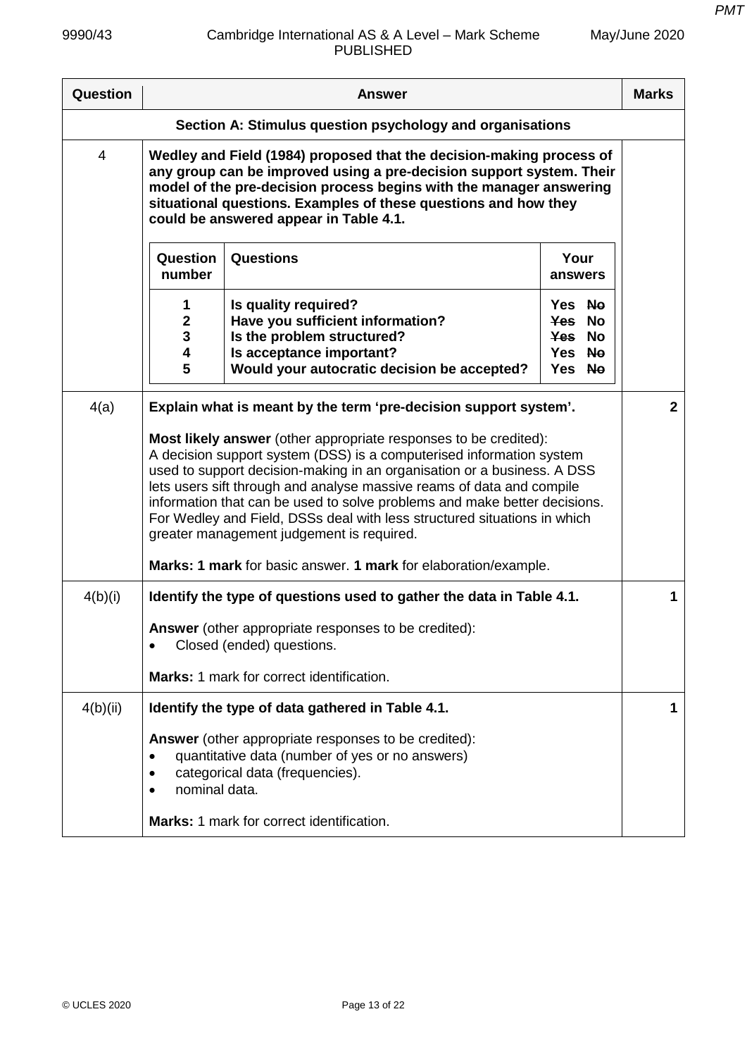| Question | Answer | Marks |
|---|---|---|
| | **Section A: Stimulus question psychology and organisations** | |
| 4 | **Wedley and Field (1984) proposed that the decision-making process of any group can be improved using a pre-decision support system. Their model of the pre-decision process begins with the manager answering situational questions. Examples of these questions and how they could be answered appear in Table 4.1.** | |

**Table 4.1**

| Question number | Questions | Your answers |
|---|---|---|
| 1 | Is quality required? | Yes ~~No~~ |
| 2 | Have you sufficient information? | ~~Yes~~ No |
| 3 | Is the problem structured? | ~~Yes~~ No |
| 4 | Is acceptance important? | Yes ~~No~~ |
| 5 | Would your autocratic decision be accepted? | Yes ~~No~~ |

| Question | Answer | Marks |
|---|---|---|
| 4(a) | **Explain what is meant by the term 'pre-decision support system'.**<br><br>**Most likely answer** (other appropriate responses to be credited):<br>A decision support system (DSS) is a computerised information system used to support decision-making in an organisation or a business. A DSS lets users sift through and analyse massive reams of data and compile information that can be used to solve problems and make better decisions. For Wedley and Field, DSSs deal with less structured situations in which greater management judgement is required.<br><br>**Marks: 1 mark** for basic answer. **1 mark** for elaboration/example. | **2** |
| 4(b)(i) | **Identify the type of questions used to gather the data in Table 4.1.**<br><br>**Answer** (other appropriate responses to be credited):<br>• Closed (ended) questions.<br><br>**Marks:** 1 mark for correct identification. | **1** |
| 4(b)(ii) | **Identify the type of data gathered in Table 4.1.**<br><br>**Answer** (other appropriate responses to be credited):<br>• quantitative data (number of yes or no answers)<br>• categorical data (frequencies).<br>• nominal data.<br><br>**Marks:** 1 mark for correct identification. | **1** |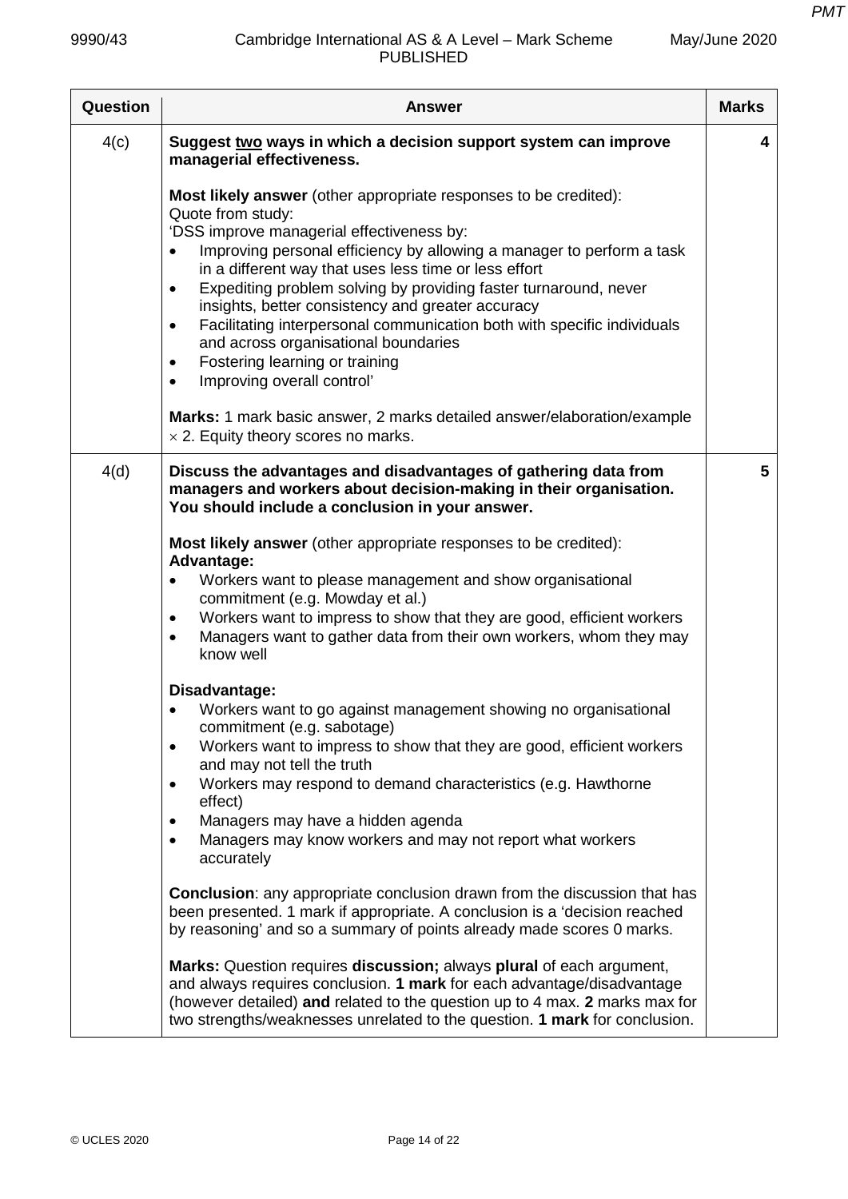| Question | Answer | Marks |
|---|---|---|
| 4(c) | **Suggest two ways in which a decision support system can improve managerial effectiveness.**<br><br>**Most likely answer** (other appropriate responses to be credited):<br>Quote from study:<br>'DSS improve managerial effectiveness by:<br>• Improving personal efficiency by allowing a manager to perform a task in a different way that uses less time or less effort<br>• Expediting problem solving by providing faster turnaround, never insights, better consistency and greater accuracy<br>• Facilitating interpersonal communication both with specific individuals and across organisational boundaries<br>• Fostering learning or training<br>• Improving overall control'<br><br>**Marks:** 1 mark basic answer, 2 marks detailed answer/elaboration/example × 2. Equity theory scores no marks. | 4 |
| 4(d) | **Discuss the advantages and disadvantages of gathering data from managers and workers about decision-making in their organisation. You should include a conclusion in your answer.**<br><br>**Most likely answer** (other appropriate responses to be credited):<br>**Advantage:**<br>• Workers want to please management and show organisational commitment (e.g. Mowday et al.)<br>• Workers want to impress to show that they are good, efficient workers<br>• Managers want to gather data from their own workers, whom they may know well<br><br>**Disadvantage:**<br>• Workers want to go against management showing no organisational commitment (e.g. sabotage)<br>• Workers want to impress to show that they are good, efficient workers and may not tell the truth<br>• Workers may respond to demand characteristics (e.g. Hawthorne effect)<br>• Managers may have a hidden agenda<br>• Managers may know workers and may not report what workers accurately<br><br>**Conclusion**: any appropriate conclusion drawn from the discussion that has been presented. 1 mark if appropriate. A conclusion is a 'decision reached by reasoning' and so a summary of points already made scores 0 marks.<br><br>**Marks:** Question requires **discussion;** always **plural** of each argument, and always requires conclusion. **1 mark** for each advantage/disadvantage (however detailed) **and** related to the question up to 4 max. **2** marks max for two strengths/weaknesses unrelated to the question. **1 mark** for conclusion. | 5 |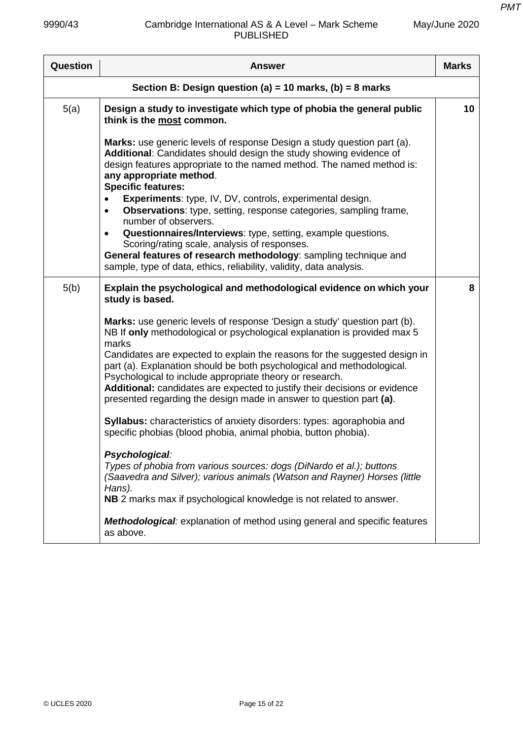| Question | Answer | Marks |
|---|---|---|
| **Section B: Design question (a) = 10 marks, (b) = 8 marks** | | |
| 5(a) | **Design a study to investigate which type of phobia the general public think is the most common.**<br><br>**Marks:** use generic levels of response Design a study question part (a).<br>**Additional**: Candidates should design the study showing evidence of design features appropriate to the named method. The named method is: **any appropriate method**.<br>**Specific features:**<br>• **Experiments**: type, IV, DV, controls, experimental design.<br>• **Observations**: type, setting, response categories, sampling frame, number of observers.<br>• **Questionnaires/Interviews**: type, setting, example questions. Scoring/rating scale, analysis of responses.<br>**General features of research methodology**: sampling technique and sample, type of data, ethics, reliability, validity, data analysis. | 10 |
| 5(b) | **Explain the psychological and methodological evidence on which your study is based.**<br><br>**Marks:** use generic levels of response 'Design a study' question part (b).<br>NB If **only** methodological or psychological explanation is provided max 5 marks<br>Candidates are expected to explain the reasons for the suggested design in part (a). Explanation should be both psychological and methodological. Psychological to include appropriate theory or research.<br>**Additional:** candidates are expected to justify their decisions or evidence presented regarding the design made in answer to question part **(a)**.<br><br>**Syllabus:** characteristics of anxiety disorders: types: agoraphobia and specific phobias (blood phobia, animal phobia, button phobia).<br><br>***Psychological:***<br>*Types of phobia from various sources: dogs (DiNardo et al.); buttons (Saavedra and Silver); various animals (Watson and Rayner) Horses (little Hans).*<br>**NB** 2 marks max if psychological knowledge is not related to answer.<br><br>***Methodological:*** explanation of method using general and specific features as above. | 8 |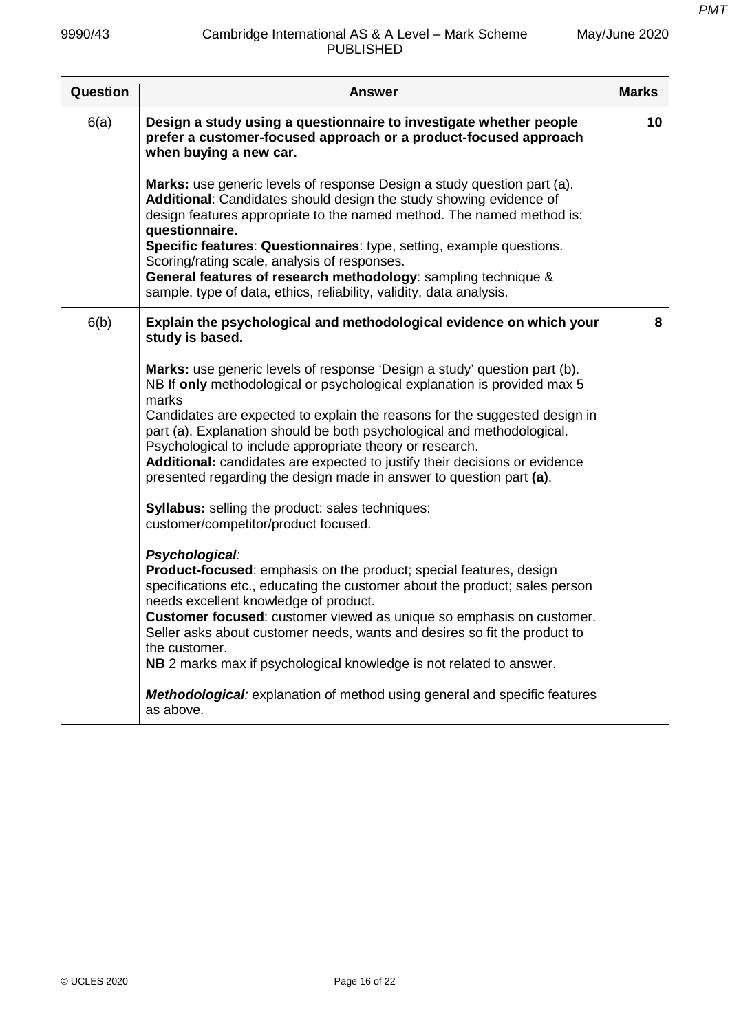| Question | Answer | Marks |
|---|---|---|
| 6(a) | **Design a study using a questionnaire to investigate whether people prefer a customer-focused approach or a product-focused approach when buying a new car.**<br><br>**Marks:** use generic levels of response Design a study question part (a).<br>**Additional**: Candidates should design the study showing evidence of design features appropriate to the named method. The named method is: **questionnaire.**<br>**Specific features**: **Questionnaires**: type, setting, example questions. Scoring/rating scale, analysis of responses.<br>**General features of research methodology**: sampling technique & sample, type of data, ethics, reliability, validity, data analysis. | 10 |
| 6(b) | **Explain the psychological and methodological evidence on which your study is based.**<br><br>**Marks:** use generic levels of response 'Design a study' question part (b).<br>NB If **only** methodological or psychological explanation is provided max 5 marks<br>Candidates are expected to explain the reasons for the suggested design in part (a). Explanation should be both psychological and methodological. Psychological to include appropriate theory or research.<br>**Additional:** candidates are expected to justify their decisions or evidence presented regarding the design made in answer to question part **(a)**.<br><br>**Syllabus:** selling the product: sales techniques: customer/competitor/product focused.<br><br>***Psychological:***<br>**Product-focused**: emphasis on the product; special features, design specifications etc., educating the customer about the product; sales person needs excellent knowledge of product.<br>**Customer focused**: customer viewed as unique so emphasis on customer. Seller asks about customer needs, wants and desires so fit the product to the customer.<br>**NB** 2 marks max if psychological knowledge is not related to answer.<br><br>***Methodological:*** explanation of method using general and specific features as above. | 8 |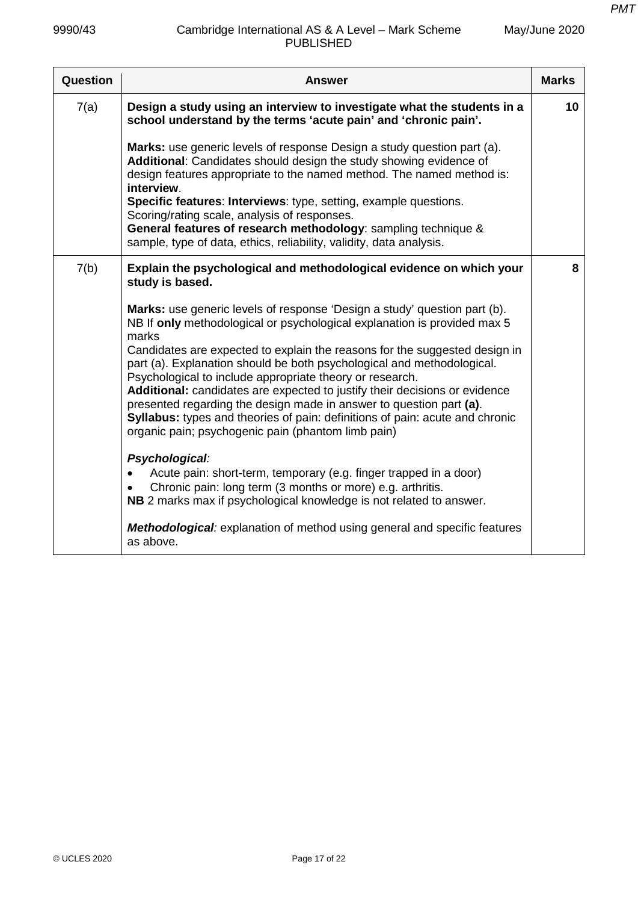| Question | Answer | Marks |
|---|---|---|
| 7(a) | **Design a study using an interview to investigate what the students in a school understand by the terms 'acute pain' and 'chronic pain'.**<br><br>**Marks:** use generic levels of response Design a study question part (a).<br>**Additional**: Candidates should design the study showing evidence of design features appropriate to the named method. The named method is: **interview**.<br>**Specific features**: **Interviews**: type, setting, example questions. Scoring/rating scale, analysis of responses.<br>**General features of research methodology**: sampling technique & sample, type of data, ethics, reliability, validity, data analysis. | 10 |
| 7(b) | **Explain the psychological and methodological evidence on which your study is based.**<br><br>**Marks:** use generic levels of response 'Design a study' question part (b). NB If **only** methodological or psychological explanation is provided max 5 marks<br>Candidates are expected to explain the reasons for the suggested design in part (a). Explanation should be both psychological and methodological. Psychological to include appropriate theory or research.<br>**Additional:** candidates are expected to justify their decisions or evidence presented regarding the design made in answer to question part **(a)**.<br>**Syllabus:** types and theories of pain: definitions of pain: acute and chronic organic pain; psychogenic pain (phantom limb pain)<br><br>***Psychological:***<br>• Acute pain: short-term, temporary (e.g. finger trapped in a door)<br>• Chronic pain: long term (3 months or more) e.g. arthritis.<br>**NB** 2 marks max if psychological knowledge is not related to answer.<br><br>***Methodological:*** explanation of method using general and specific features as above. | 8 |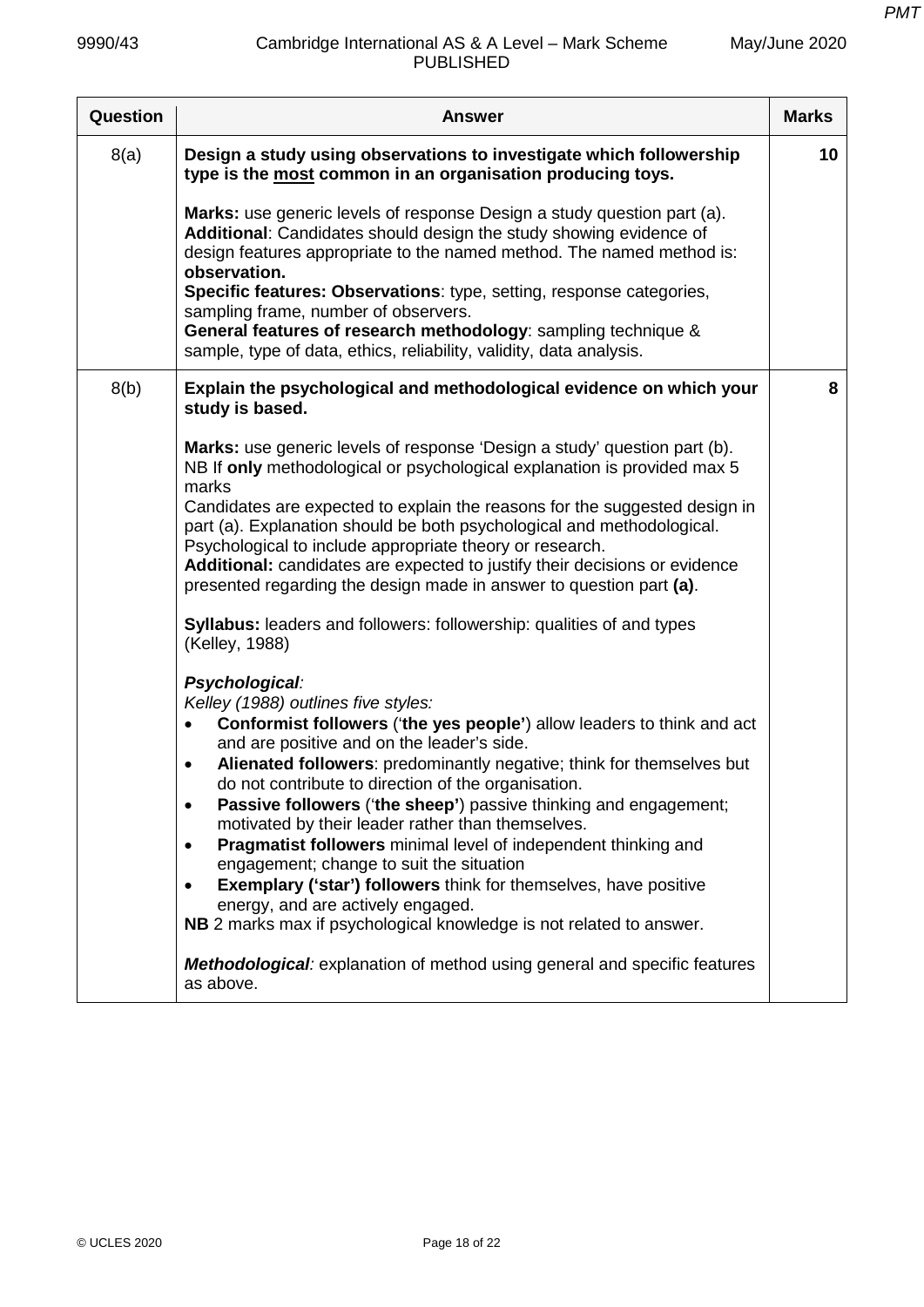| Question | Answer | Marks |
|---|---|---|
| 8(a) | **Design a study using observations to investigate which followership type is the <u>most</u> common in an organisation producing toys.**<br><br>**Marks:** use generic levels of response Design a study question part (a).<br>**Additional**: Candidates should design the study showing evidence of design features appropriate to the named method. The named method is: **observation.**<br>**Specific features: Observations**: type, setting, response categories, sampling frame, number of observers.<br>**General features of research methodology**: sampling technique & sample, type of data, ethics, reliability, validity, data analysis. | 10 |
| 8(b) | **Explain the psychological and methodological evidence on which your study is based.**<br><br>**Marks:** use generic levels of response 'Design a study' question part (b).<br>NB If **only** methodological or psychological explanation is provided max 5 marks<br>Candidates are expected to explain the reasons for the suggested design in part (a). Explanation should be both psychological and methodological. Psychological to include appropriate theory or research.<br>**Additional:** candidates are expected to justify their decisions or evidence presented regarding the design made in answer to question part **(a)**.<br><br>**Syllabus:** leaders and followers: followership: qualities of and types (Kelley, 1988)<br><br>***Psychological**:*<br>*Kelley (1988) outlines five styles:*<br>• **Conformist followers** ('**the yes people'**) allow leaders to think and act and are positive and on the leader's side.<br>• **Alienated followers**: predominantly negative; think for themselves but do not contribute to direction of the organisation.<br>• **Passive followers** ('**the sheep'**) passive thinking and engagement; motivated by their leader rather than themselves.<br>• **Pragmatist followers** minimal level of independent thinking and engagement; change to suit the situation<br>• **Exemplary ('star') followers** think for themselves, have positive energy, and are actively engaged.<br>**NB** 2 marks max if psychological knowledge is not related to answer.<br><br>***Methodological**:* explanation of method using general and specific features as above. | 8 |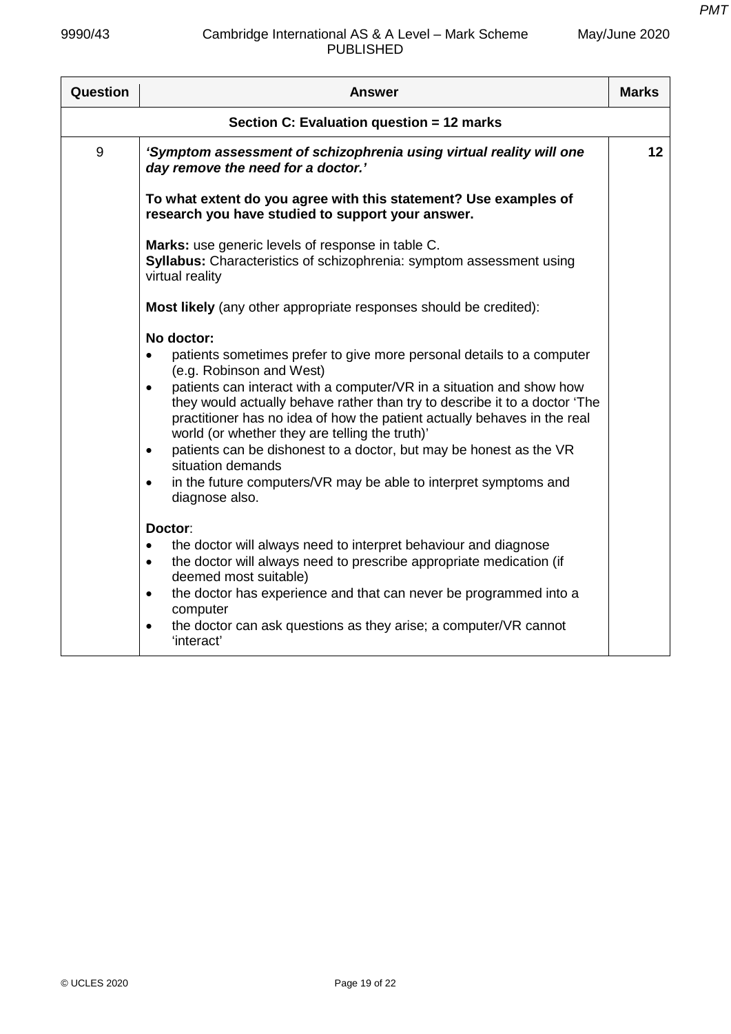| Question | Answer | Marks |
|---|---|---|
| | **Section C: Evaluation question = 12 marks** | |
| 9 | ***'Symptom assessment of schizophrenia using virtual reality will one day remove the need for a doctor.'***<br><br>**To what extent do you agree with this statement? Use examples of research you have studied to support your answer.**<br><br>**Marks:** use generic levels of response in table C.<br>**Syllabus:** Characteristics of schizophrenia: symptom assessment using virtual reality<br><br>**Most likely** (any other appropriate responses should be credited):<br><br>**No doctor:**<br>• patients sometimes prefer to give more personal details to a computer (e.g. Robinson and West)<br>• patients can interact with a computer/VR in a situation and show how they would actually behave rather than try to describe it to a doctor 'The practitioner has no idea of how the patient actually behaves in the real world (or whether they are telling the truth)'<br>• patients can be dishonest to a doctor, but may be honest as the VR situation demands<br>• in the future computers/VR may be able to interpret symptoms and diagnose also.<br><br>**Doctor**:<br>• the doctor will always need to interpret behaviour and diagnose<br>• the doctor will always need to prescribe appropriate medication (if deemed most suitable)<br>• the doctor has experience and that can never be programmed into a computer<br>• the doctor can ask questions as they arise; a computer/VR cannot 'interact' | 12 |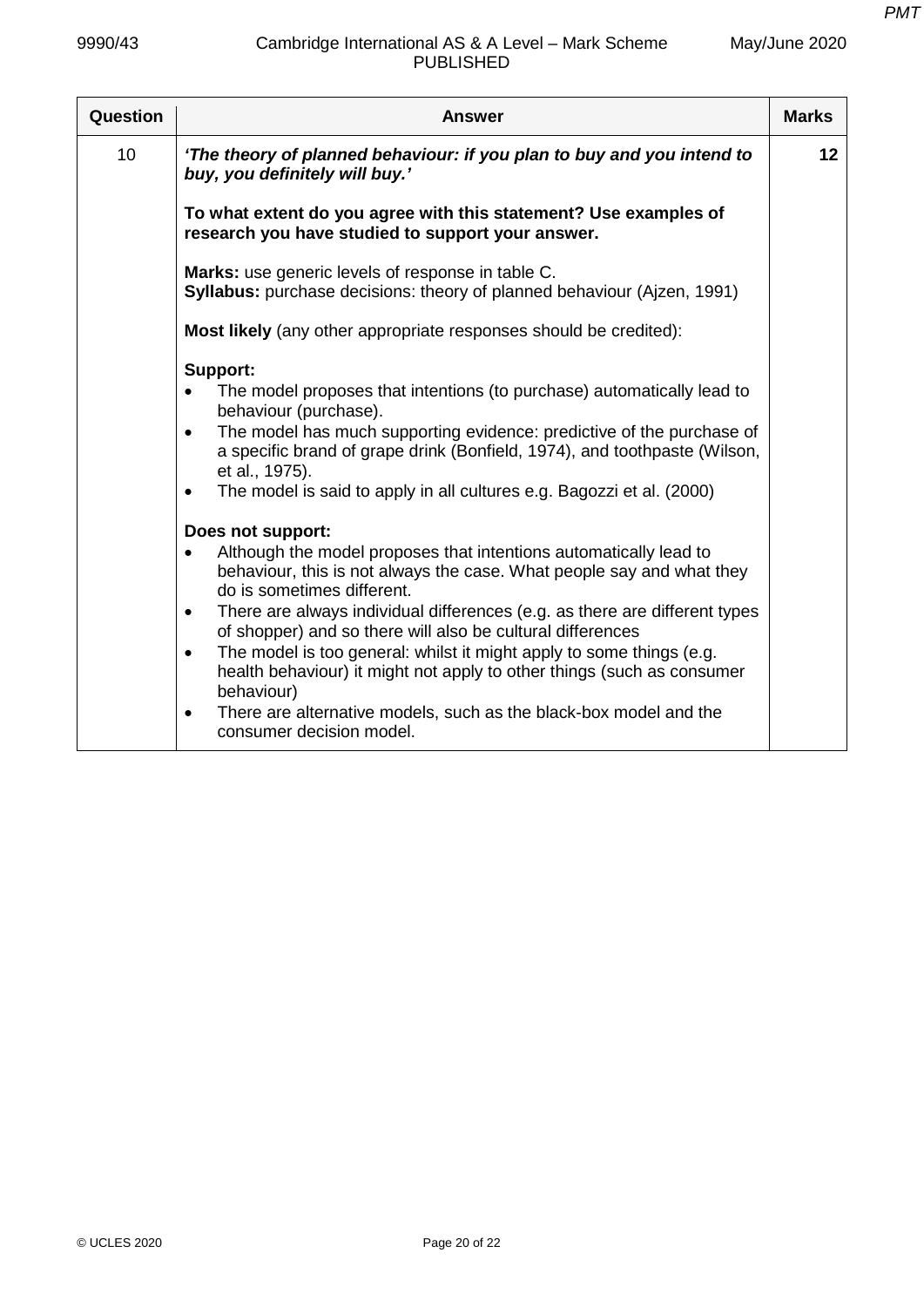| Question | Answer | Marks |
|---|---|---|
| 10 | ***'The theory of planned behaviour: if you plan to buy and you intend to buy, you definitely will buy.'***<br><br>**To what extent do you agree with this statement? Use examples of research you have studied to support your answer.**<br><br>**Marks:** use generic levels of response in table C.<br>**Syllabus:** purchase decisions: theory of planned behaviour (Ajzen, 1991)<br><br>**Most likely** (any other appropriate responses should be credited):<br><br>**Support:**<br>• The model proposes that intentions (to purchase) automatically lead to behaviour (purchase).<br>• The model has much supporting evidence: predictive of the purchase of a specific brand of grape drink (Bonfield, 1974), and toothpaste (Wilson, et al., 1975).<br>• The model is said to apply in all cultures e.g. Bagozzi et al. (2000)<br><br>**Does not support:**<br>• Although the model proposes that intentions automatically lead to behaviour, this is not always the case. What people say and what they do is sometimes different.<br>• There are always individual differences (e.g. as there are different types of shopper) and so there will also be cultural differences<br>• The model is too general: whilst it might apply to some things (e.g. health behaviour) it might not apply to other things (such as consumer behaviour)<br>• There are alternative models, such as the black-box model and the consumer decision model. | 12 |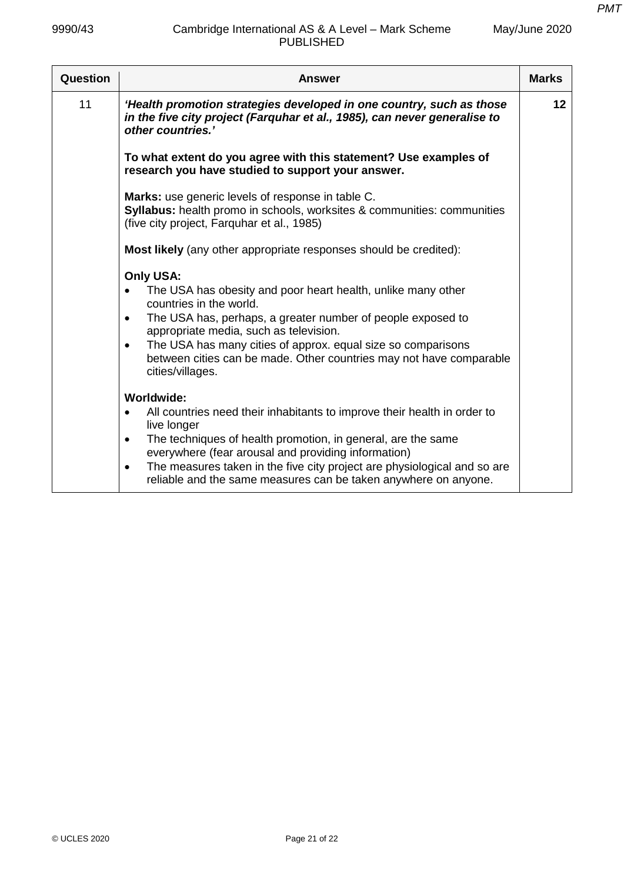| Question | Answer | Marks |
|---|---|---|
| 11 | ***'Health promotion strategies developed in one country, such as those in the five city project (Farquhar et al., 1985), can never generalise to other countries.'***<br><br>**To what extent do you agree with this statement? Use examples of research you have studied to support your answer.**<br><br>**Marks:** use generic levels of response in table C.<br>**Syllabus:** health promo in schools, worksites & communities: communities (five city project, Farquhar et al., 1985)<br><br>**Most likely** (any other appropriate responses should be credited):<br><br>**Only USA:**<br>• The USA has obesity and poor heart health, unlike many other countries in the world.<br>• The USA has, perhaps, a greater number of people exposed to appropriate media, such as television.<br>• The USA has many cities of approx. equal size so comparisons between cities can be made. Other countries may not have comparable cities/villages.<br><br>**Worldwide:**<br>• All countries need their inhabitants to improve their health in order to live longer<br>• The techniques of health promotion, in general, are the same everywhere (fear arousal and providing information)<br>• The measures taken in the five city project are physiological and so are reliable and the same measures can be taken anywhere on anyone. | 12 |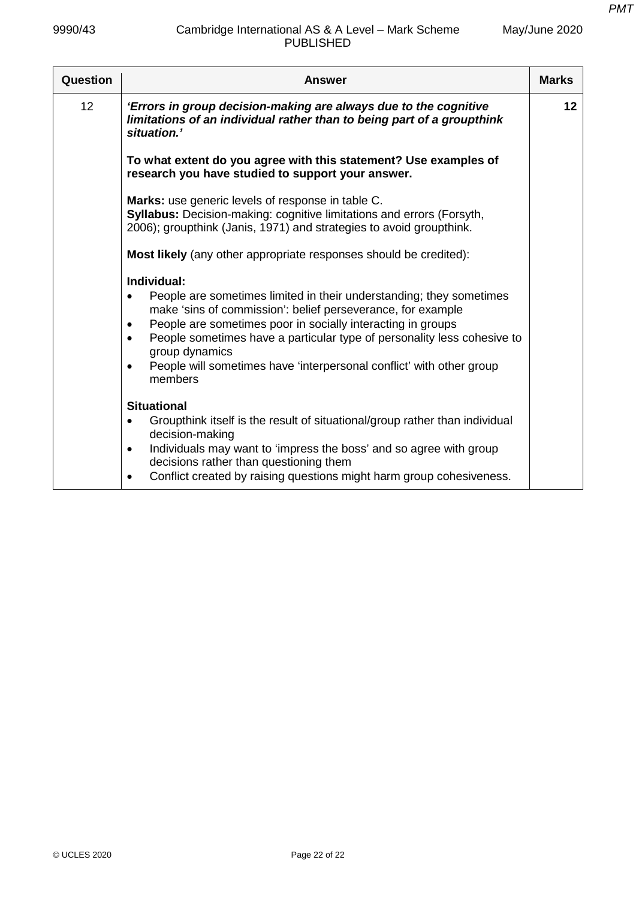| Question | Answer | Marks |
|---|---|---|
| 12 | ***'Errors in group decision-making are always due to the cognitive limitations of an individual rather than to being part of a groupthink situation.'***<br><br>**To what extent do you agree with this statement? Use examples of research you have studied to support your answer.**<br><br>**Marks:** use generic levels of response in table C.<br>**Syllabus:** Decision-making: cognitive limitations and errors (Forsyth, 2006); groupthink (Janis, 1971) and strategies to avoid groupthink.<br><br>**Most likely** (any other appropriate responses should be credited):<br><br>**Individual:**<br>• People are sometimes limited in their understanding; they sometimes make 'sins of commission': belief perseverance, for example<br>• People are sometimes poor in socially interacting in groups<br>• People sometimes have a particular type of personality less cohesive to group dynamics<br>• People will sometimes have 'interpersonal conflict' with other group members<br><br>**Situational**<br>• Groupthink itself is the result of situational/group rather than individual decision-making<br>• Individuals may want to 'impress the boss' and so agree with group decisions rather than questioning them<br>• Conflict created by raising questions might harm group cohesiveness. | **12** |